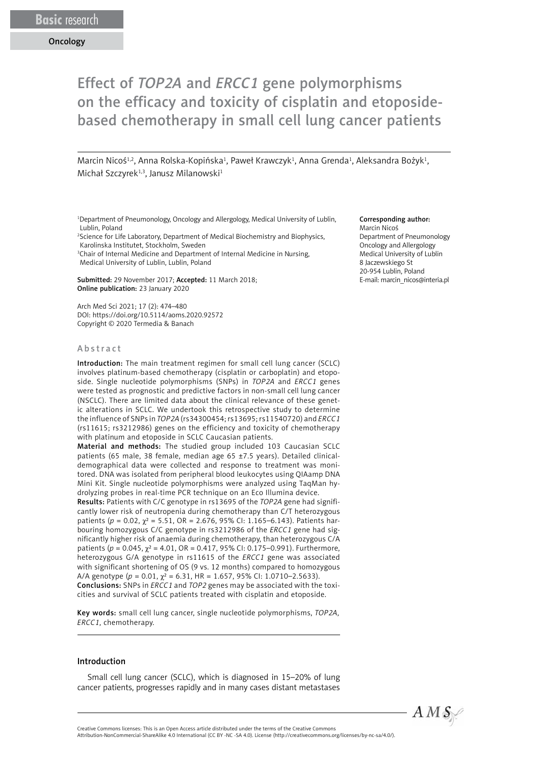Basic research

Oncology

# Effect of *TOP2A* and *ERCC1* gene polymorphisms on the efficacy and toxicity of cisplatin and etoposide-based chemotherapy in small cell lung cancer patients

Marcin Nicoś[1,2], Anna Rolska-Kopińska[1], Paweł Krawczyk[1], Anna Grenda[1], Aleksandra Bożyk[1], Michał Szczyrek[1,3], Janusz Milanowski[1]

[1]Department of Pneumonology, Oncology and Allergology, Medical University of Lublin, Lublin, Poland
[2]Science for Life Laboratory, Department of Medical Biochemistry and Biophysics, Karolinska Institutet, Stockholm, Sweden
[3]Chair of Internal Medicine and Department of Internal Medicine in Nursing, Medical University of Lublin, Lublin, Poland

**Submitted:** 29 November 2017; **Accepted:** 11 March 2018;
**Online publication:** 23 January 2020

Arch Med Sci 2021; 17 (2): 474–480
DOI: https://doi.org/10.5114/aoms.2020.92572
Copyright © 2020 Termedia & Banach

**Corresponding author:**
Marcin Nicoś
Department of Pneumonology
Oncology and Allergology
Medical University of Lublin
8 Jaczewskiego St
20-954 Lublin, Poland
E-mail: marcin_nicos@interia.pl

## Abstract

**Introduction:** The main treatment regimen for small cell lung cancer (SCLC) involves platinum-based chemotherapy (cisplatin or carboplatin) and etoposide. Single nucleotide polymorphisms (SNPs) in *TOP2A* and *ERCC1* genes were tested as prognostic and predictive factors in non-small cell lung cancer (NSCLC). There are limited data about the clinical relevance of these genetic alterations in SCLC. We undertook this retrospective study to determine the influence of SNPs in *TOP2A* (rs34300454; rs13695; rs11540720) and *ERCC1* (rs11615; rs3212986) genes on the efficiency and toxicity of chemotherapy with platinum and etoposide in SCLC Caucasian patients.

**Material and methods:** The studied group included 103 Caucasian SCLC patients (65 male, 38 female, median age 65 ±7.5 years). Detailed clinical-demographical data were collected and response to treatment was monitored. DNA was isolated from peripheral blood leukocytes using QIAamp DNA Mini Kit. Single nucleotide polymorphisms were analyzed using TaqMan hydrolyzing probes in real-time PCR technique on an Eco Illumina device.

**Results:** Patients with C/C genotype in rs13695 of the *TOP2A* gene had significantly lower risk of neutropenia during chemotherapy than C/T heterozygous patients ($p = 0.02$, $\chi^2 = 5.51$, OR = 2.676, 95% CI: 1.165–6.143). Patients harbouring homozygous C/C genotype in rs3212986 of the *ERCC1* gene had significantly higher risk of anaemia during chemotherapy, than heterozygous C/A patients ($p = 0.045$, $\chi^2 = 4.01$, OR = 0.417, 95% CI: 0.175–0.991). Furthermore, heterozygous G/A genotype in rs11615 of the *ERCC1* gene was associated with significant shortening of OS (9 vs. 12 months) compared to homozygous A/A genotype ($p = 0.01$, $\chi^2 = 6.31$, HR = 1.657, 95% CI: 1.0710–2.5633).

**Conclusions:** SNPs in *ERCC1* and *TOP2* genes may be associated with the toxicities and survival of SCLC patients treated with cisplatin and etoposide.

**Key words:** small cell lung cancer, single nucleotide polymorphisms, *TOP2A*, *ERCC1*, chemotherapy.

## Introduction

Small cell lung cancer (SCLC), which is diagnosed in 15–20% of lung cancer patients, progresses rapidly and in many cases distant metastases

Creative Commons licenses: This is an Open Access article distributed under the terms of the Creative Commons Attribution-NonCommercial-ShareAlike 4.0 International (CC BY -NC -SA 4.0). License (http://creativecommons.org/licenses/by-nc-sa/4.0/).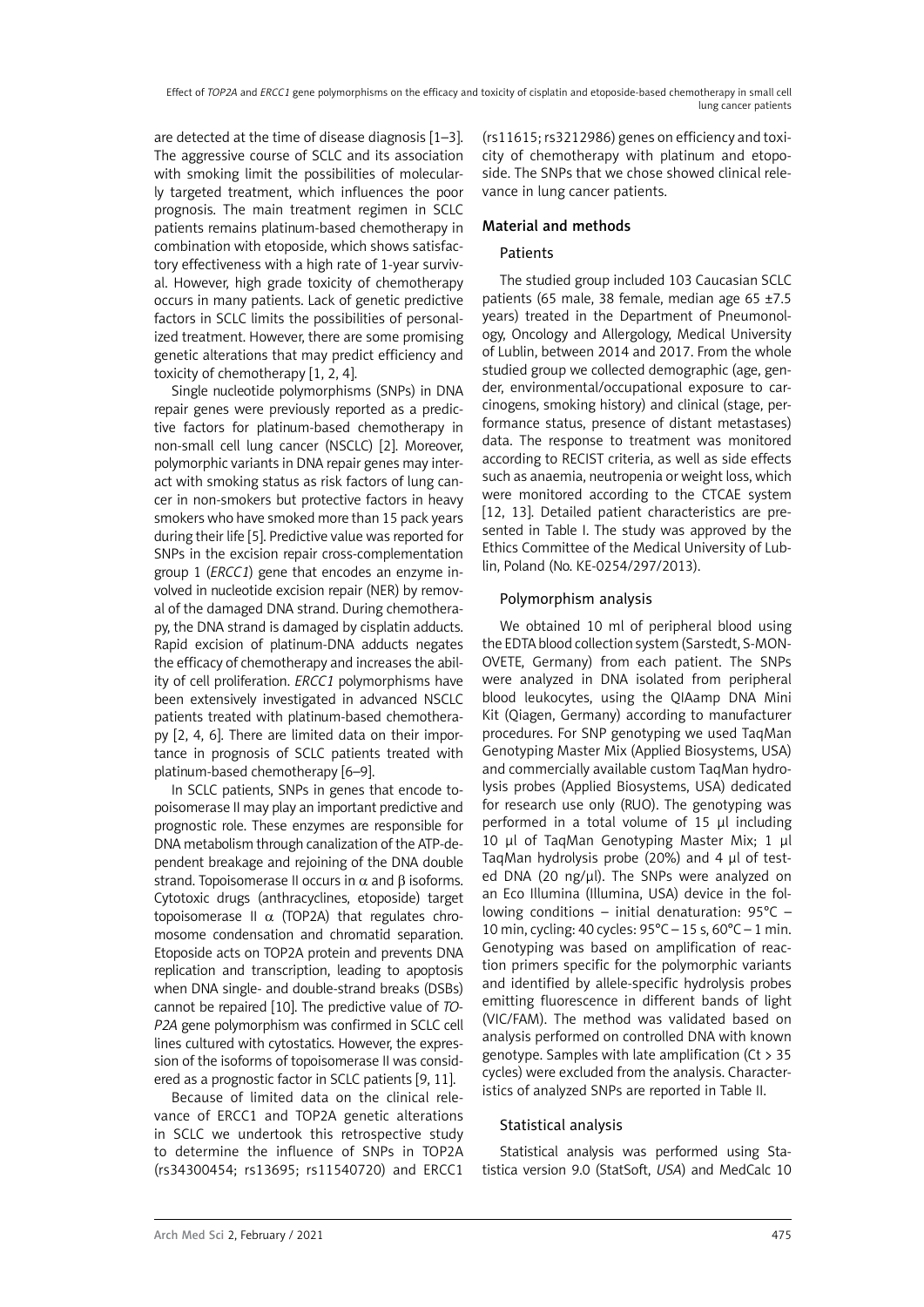are detected at the time of disease diagnosis [1–3]. The aggressive course of SCLC and its association with smoking limit the possibilities of molecularly targeted treatment, which influences the poor prognosis. The main treatment regimen in SCLC patients remains platinum-based chemotherapy in combination with etoposide, which shows satisfactory effectiveness with a high rate of 1-year survival. However, high grade toxicity of chemotherapy occurs in many patients. Lack of genetic predictive factors in SCLC limits the possibilities of personalized treatment. However, there are some promising genetic alterations that may predict efficiency and toxicity of chemotherapy [1, 2, 4].

Single nucleotide polymorphisms (SNPs) in DNA repair genes were previously reported as a predictive factors for platinum-based chemotherapy in non-small cell lung cancer (NSCLC) [2]. Moreover, polymorphic variants in DNA repair genes may interact with smoking status as risk factors of lung cancer in non-smokers but protective factors in heavy smokers who have smoked more than 15 pack years during their life [5]. Predictive value was reported for SNPs in the excision repair cross-complementation group 1 (*ERCC1*) gene that encodes an enzyme involved in nucleotide excision repair (NER) by removal of the damaged DNA strand. During chemotherapy, the DNA strand is damaged by cisplatin adducts. Rapid excision of platinum-DNA adducts negates the efficacy of chemotherapy and increases the ability of cell proliferation. *ERCC1* polymorphisms have been extensively investigated in advanced NSCLC patients treated with platinum-based chemotherapy [2, 4, 6]. There are limited data on their importance in prognosis of SCLC patients treated with platinum-based chemotherapy [6–9].

In SCLC patients, SNPs in genes that encode topoisomerase II may play an important predictive and prognostic role. These enzymes are responsible for DNA metabolism through canalization of the ATP-dependent breakage and rejoining of the DNA double strand. Topoisomerase II occurs in $\alpha$ and $\beta$ isoforms. Cytotoxic drugs (anthracyclines, etoposide) target topoisomerase II $\alpha$ (TOP2A) that regulates chromosome condensation and chromatid separation. Etoposide acts on TOP2A protein and prevents DNA replication and transcription, leading to apoptosis when DNA single- and double-strand breaks (DSBs) cannot be repaired [10]. The predictive value of *TOP2A* gene polymorphism was confirmed in SCLC cell lines cultured with cytostatics. However, the expression of the isoforms of topoisomerase II was considered as a prognostic factor in SCLC patients [9, 11].

Because of limited data on the clinical relevance of ERCC1 and TOP2A genetic alterations in SCLC we undertook this retrospective study to determine the influence of SNPs in TOP2A (rs34300454; rs13695; rs11540720) and ERCC1 (rs11615; rs3212986) genes on efficiency and toxicity of chemotherapy with platinum and etoposide. The SNPs that we chose showed clinical relevance in lung cancer patients.

## Material and methods

### Patients

The studied group included 103 Caucasian SCLC patients (65 male, 38 female, median age 65 ±7.5 years) treated in the Department of Pneumonology, Oncology and Allergology, Medical University of Lublin, between 2014 and 2017. From the whole studied group we collected demographic (age, gender, environmental/occupational exposure to carcinogens, smoking history) and clinical (stage, performance status, presence of distant metastases) data. The response to treatment was monitored according to RECIST criteria, as well as side effects such as anaemia, neutropenia or weight loss, which were monitored according to the CTCAE system [12, 13]. Detailed patient characteristics are presented in Table I. The study was approved by the Ethics Committee of the Medical University of Lublin, Poland (No. KE-0254/297/2013).

### Polymorphism analysis

We obtained 10 ml of peripheral blood using the EDTA blood collection system (Sarstedt, S-MONOVETE, Germany) from each patient. The SNPs were analyzed in DNA isolated from peripheral blood leukocytes, using the QIAamp DNA Mini Kit (Qiagen, Germany) according to manufacturer procedures. For SNP genotyping we used TaqMan Genotyping Master Mix (Applied Biosystems, USA) and commercially available custom TaqMan hydrolysis probes (Applied Biosystems, USA) dedicated for research use only (RUO). The genotyping was performed in a total volume of 15 µl including 10 µl of TaqMan Genotyping Master Mix; 1 µl TaqMan hydrolysis probe (20%) and 4 µl of tested DNA (20 ng/µl). The SNPs were analyzed on an Eco Illumina (Illumina, USA) device in the following conditions – initial denaturation: 95°C – 10 min, cycling: 40 cycles: 95°C – 15 s, 60°C – 1 min. Genotyping was based on amplification of reaction primers specific for the polymorphic variants and identified by allele-specific hydrolysis probes emitting fluorescence in different bands of light (VIC/FAM). The method was validated based on analysis performed on controlled DNA with known genotype. Samples with late amplification (Ct > 35 cycles) were excluded from the analysis. Characteristics of analyzed SNPs are reported in Table II.

### Statistical analysis

Statistical analysis was performed using Statistica version 9.0 (StatSoft, *USA*) and MedCalc 10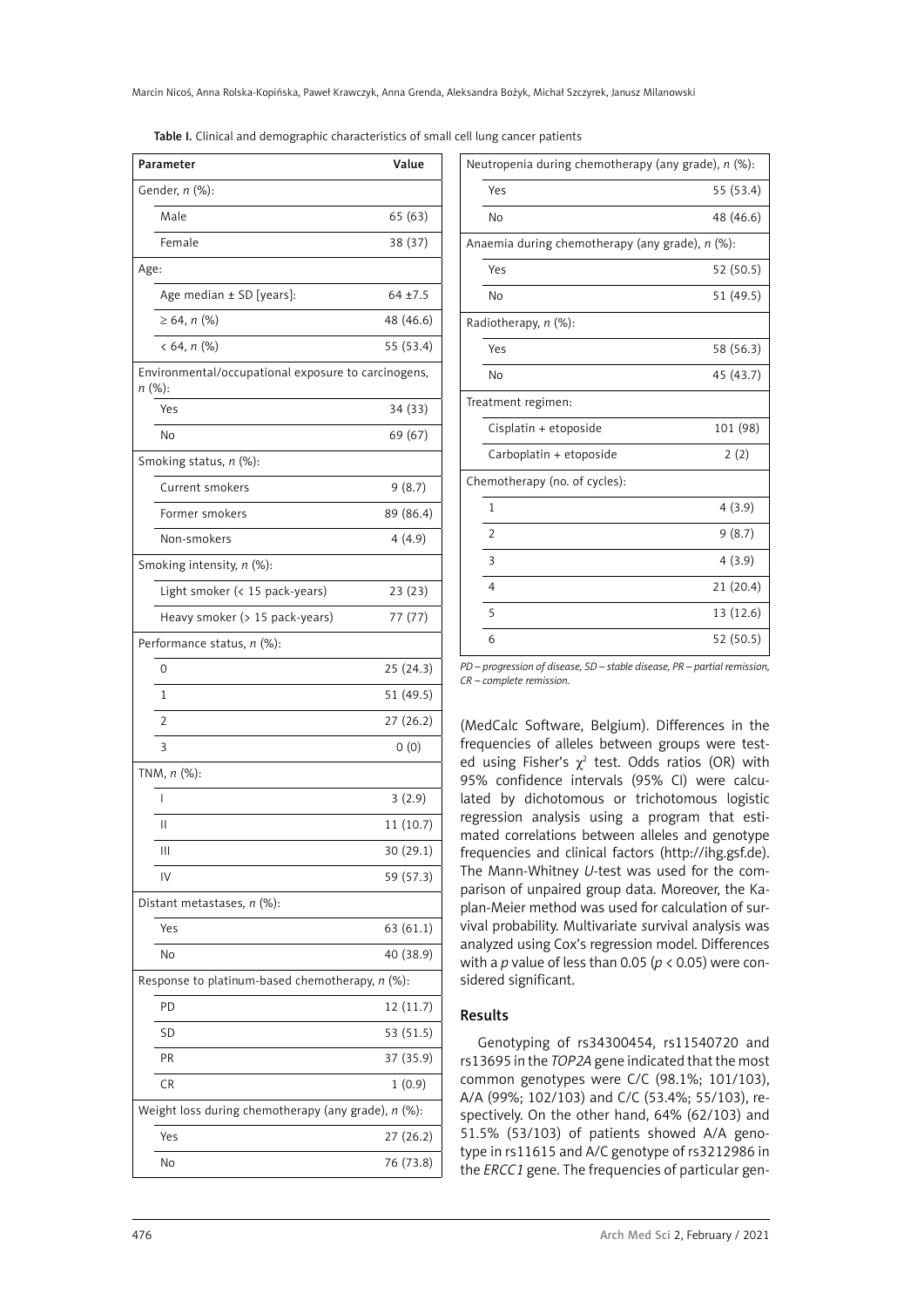Table I. Clinical and demographic characteristics of small cell lung cancer patients

| Parameter | Value |
|---|---|
| Gender, *n* (%): | |
| Male | 65 (63) |
| Female | 38 (37) |
| Age: | |
| Age median ± SD [years]: | 64 ±7.5 |
| ≥ 64, *n* (%) | 48 (46.6) |
| < 64, *n* (%) | 55 (53.4) |
| Environmental/occupational exposure to carcinogens, *n* (%): | |
| Yes | 34 (33) |
| No | 69 (67) |
| Smoking status, *n* (%): | |
| Current smokers | 9 (8.7) |
| Former smokers | 89 (86.4) |
| Non-smokers | 4 (4.9) |
| Smoking intensity, *n* (%): | |
| Light smoker (< 15 pack-years) | 23 (23) |
| Heavy smoker (> 15 pack-years) | 77 (77) |
| Performance status, *n* (%): | |
| 0 | 25 (24.3) |
| 1 | 51 (49.5) |
| 2 | 27 (26.2) |
| 3 | 0 (0) |
| TNM, *n* (%): | |
| I | 3 (2.9) |
| II | 11 (10.7) |
| III | 30 (29.1) |
| IV | 59 (57.3) |
| Distant metastases, *n* (%): | |
| Yes | 63 (61.1) |
| No | 40 (38.9) |
| Response to platinum-based chemotherapy, *n* (%): | |
| PD | 12 (11.7) |
| SD | 53 (51.5) |
| PR | 37 (35.9) |
| CR | 1 (0.9) |
| Weight loss during chemotherapy (any grade), *n* (%): | |
| Yes | 27 (26.2) |
| No | 76 (73.8) |
| Neutropenia during chemotherapy (any grade), *n* (%): | |
| Yes | 55 (53.4) |
| No | 48 (46.6) |
| Anaemia during chemotherapy (any grade), *n* (%): | |
| Yes | 52 (50.5) |
| No | 51 (49.5) |
| Radiotherapy, *n* (%): | |
| Yes | 58 (56.3) |
| No | 45 (43.7) |
| Treatment regimen: | |
| Cisplatin + etoposide | 101 (98) |
| Carboplatin + etoposide | 2 (2) |
| Chemotherapy (no. of cycles): | |
| 1 | 4 (3.9) |
| 2 | 9 (8.7) |
| 3 | 4 (3.9) |
| 4 | 21 (20.4) |
| 5 | 13 (12.6) |
| 6 | 52 (50.5) |

*PD – progression of disease, SD – stable disease, PR – partial remission, CR – complete remission.*

(MedCalc Software, Belgium). Differences in the frequencies of alleles between groups were tested using Fisher's $\chi^2$ test. Odds ratios (OR) with 95% confidence intervals (95% CI) were calculated by dichotomous or trichotomous logistic regression analysis using a program that estimated correlations between alleles and genotype frequencies and clinical factors (http://ihg.gsf.de). The Mann-Whitney *U*-test was used for the comparison of unpaired group data. Moreover, the Kaplan-Meier method was used for calculation of survival probability. Multivariate survival analysis was analyzed using Cox's regression model. Differences with a *p* value of less than 0.05 ($p < 0.05$) were considered significant.

## Results

Genotyping of rs34300454, rs11540720 and rs13695 in the *TOP2A* gene indicated that the most common genotypes were C/C (98.1%; 101/103), A/A (99%; 102/103) and C/C (53.4%; 55/103), respectively. On the other hand, 64% (62/103) and 51.5% (53/103) of patients showed A/A genotype in rs11615 and A/C genotype of rs3212986 in the *ERCC1* gene. The frequencies of particular gen-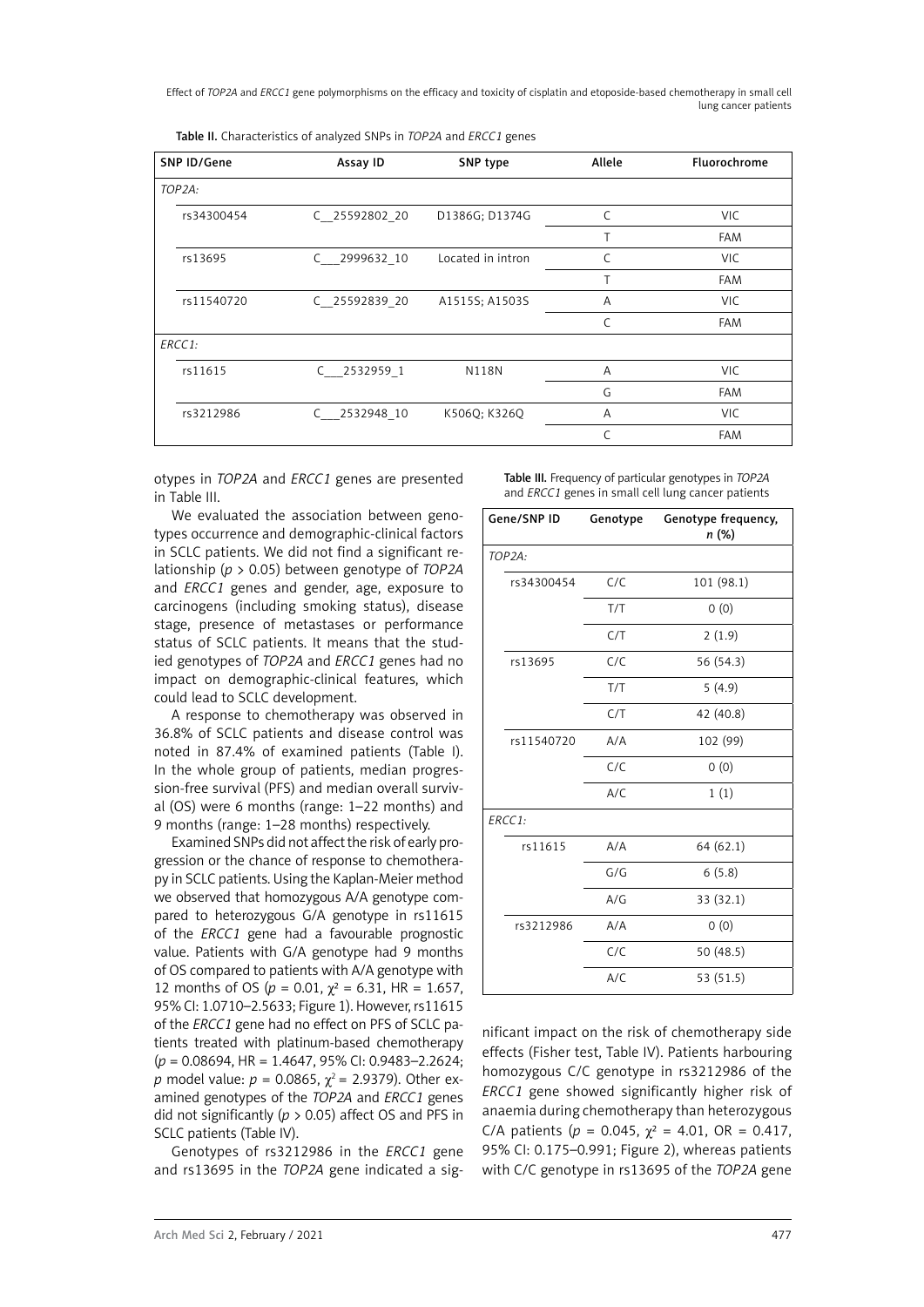Table II. Characteristics of analyzed SNPs in *TOP2A* and *ERCC1* genes

| SNP ID/Gene | Assay ID | SNP type | Allele | Fluorochrome |
|---|---|---|---|---|
| *TOP2A:* | | | | |
| rs34300454 | C__25592802_20 | D1386G; D1374G | C | VIC |
| | | | T | FAM |
| rs13695 | C___2999632_10 | Located in intron | C | VIC |
| | | | T | FAM |
| rs11540720 | C__25592839_20 | A1515S; A1503S | A | VIC |
| | | | C | FAM |
| *ERCC1:* | | | | |
| rs11615 | C___2532959_1 | N118N | A | VIC |
| | | | G | FAM |
| rs3212986 | C___2532948_10 | K506Q; K326Q | A | VIC |
| | | | C | FAM |

otypes in *TOP2A* and *ERCC1* genes are presented in Table III.

We evaluated the association between genotypes occurrence and demographic-clinical factors in SCLC patients. We did not find a significant relationship ($p > 0.05$) between genotype of *TOP2A* and *ERCC1* genes and gender, age, exposure to carcinogens (including smoking status), disease stage, presence of metastases or performance status of SCLC patients. It means that the studied genotypes of *TOP2A* and *ERCC1* genes had no impact on demographic-clinical features, which could lead to SCLC development.

A response to chemotherapy was observed in 36.8% of SCLC patients and disease control was noted in 87.4% of examined patients (Table I). In the whole group of patients, median progression-free survival (PFS) and median overall survival (OS) were 6 months (range: 1–22 months) and 9 months (range: 1–28 months) respectively.

Examined SNPs did not affect the risk of early progression or the chance of response to chemotherapy in SCLC patients. Using the Kaplan-Meier method we observed that homozygous A/A genotype compared to heterozygous G/A genotype in rs11615 of the *ERCC1* gene had a favourable prognostic value. Patients with G/A genotype had 9 months of OS compared to patients with A/A genotype with 12 months of OS ($p = 0.01$, $\chi^2 = 6.31$, HR = 1.657, 95% CI: 1.0710–2.5633; Figure 1). However, rs11615 of the *ERCC1* gene had no effect on PFS of SCLC patients treated with platinum-based chemotherapy ($p = 0.08694$, HR = 1.4647, 95% CI: 0.9483–2.2624; *p* model value: $p = 0.0865$, $\chi^2 = 2.9379$). Other examined genotypes of the *TOP2A* and *ERCC1* genes did not significantly ($p > 0.05$) affect OS and PFS in SCLC patients (Table IV).

Genotypes of rs3212986 in the *ERCC1* gene and rs13695 in the *TOP2A* gene indicated a significant impact on the risk of chemotherapy side effects (Fisher test, Table IV). Patients harbouring homozygous C/C genotype in rs3212986 of the *ERCC1* gene showed significantly higher risk of anaemia during chemotherapy than heterozygous C/A patients ($p = 0.045$, $\chi^2 = 4.01$, OR = 0.417, 95% CI: 0.175–0.991; Figure 2), whereas patients with C/C genotype in rs13695 of the *TOP2A* gene

Table III. Frequency of particular genotypes in *TOP2A* and *ERCC1* genes in small cell lung cancer patients

| Gene/SNP ID | Genotype | Genotype frequency, *n* (%) |
|---|---|---|
| *TOP2A:* | | |
| rs34300454 | C/C | 101 (98.1) |
| | T/T | 0 (0) |
| | C/T | 2 (1.9) |
| rs13695 | C/C | 56 (54.3) |
| | T/T | 5 (4.9) |
| | C/T | 42 (40.8) |
| rs11540720 | A/A | 102 (99) |
| | C/C | 0 (0) |
| | A/C | 1 (1) |
| *ERCC1:* | | |
| rs11615 | A/A | 64 (62.1) |
| | G/G | 6 (5.8) |
| | A/G | 33 (32.1) |
| rs3212986 | A/A | 0 (0) |
| | C/C | 50 (48.5) |
| | A/C | 53 (51.5) |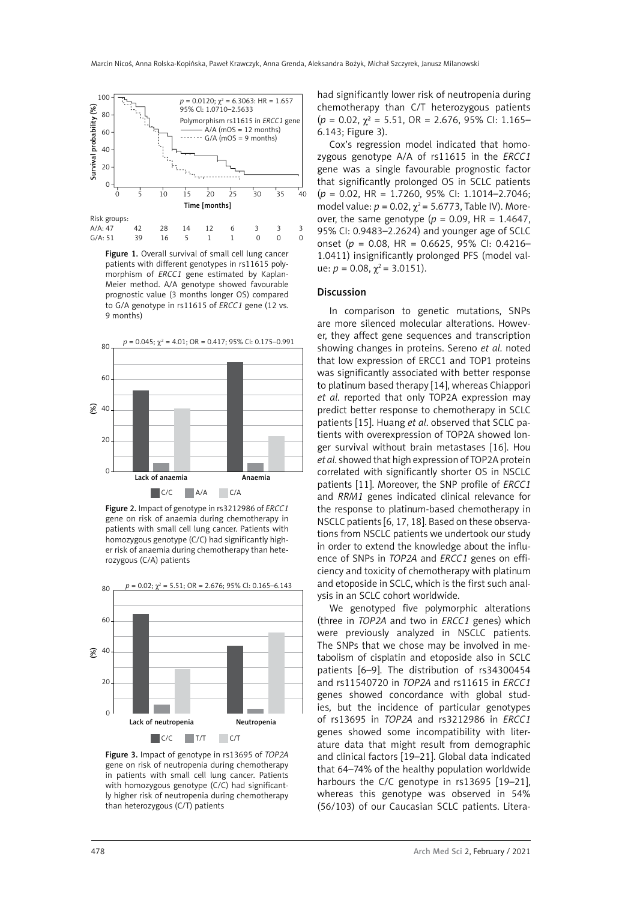Figure 1. Overall survival of small cell lung cancer patients with different genotypes in rs11615 polymorphism of *ERCC1* gene estimated by Kaplan-Meier method. A/A genotype showed favourable prognostic value (3 months longer OS) compared to G/A genotype in rs11615 of *ERCC1* gene (12 vs. 9 months)

Figure 2. Impact of genotype in rs3212986 of *ERCC1* gene on risk of anaemia during chemotherapy in patients with small cell lung cancer. Patients with homozygous genotype (C/C) had significantly higher risk of anaemia during chemotherapy than heterozygous (C/A) patients

Figure 3. Impact of genotype in rs13695 of *TOP2A* gene on risk of neutropenia during chemotherapy in patients with small cell lung cancer. Patients with homozygous genotype (C/C) had significantly higher risk of neutropenia during chemotherapy than heterozygous (C/T) patients

had significantly lower risk of neutropenia during chemotherapy than C/T heterozygous patients ($p$ = 0.02, $\chi^2$ = 5.51, OR = 2.676, 95% CI: 1.165–6.143; Figure 3).

Cox's regression model indicated that homozygous genotype A/A of rs11615 in the *ERCC1* gene was a single favourable prognostic factor that significantly prolonged OS in SCLC patients ($p$ = 0.02, HR = 1.7260, 95% CI: 1.1014–2.7046; model value: $p$ = 0.02, $\chi^2$ = 5.6773, Table IV). Moreover, the same genotype ($p$ = 0.09, HR = 1.4647, 95% CI: 0.9483–2.2624) and younger age of SCLC onset ($p$ = 0.08, HR = 0.6625, 95% CI: 0.4216–1.0411) insignificantly prolonged PFS (model value: $p$ = 0.08, $\chi^2$ = 3.0151).

## Discussion

In comparison to genetic mutations, SNPs are more silenced molecular alterations. However, they affect gene sequences and transcription showing changes in proteins. Sereno *et al.* noted that low expression of ERCC1 and TOP1 proteins was significantly associated with better response to platinum based therapy [14], whereas Chiappori *et al.* reported that only TOP2A expression may predict better response to chemotherapy in SCLC patients [15]. Huang *et al.* observed that SCLC patients with overexpression of TOP2A showed longer survival without brain metastases [16]. Hou *et al.* showed that high expression of TOP2A protein correlated with significantly shorter OS in NSCLC patients [11]. Moreover, the SNP profile of *ERCC1* and *RRM1* genes indicated clinical relevance for the response to platinum-based chemotherapy in NSCLC patients [6, 17, 18]. Based on these observations from NSCLC patients we undertook our study in order to extend the knowledge about the influence of SNPs in *TOP2A* and *ERCC1* genes on efficiency and toxicity of chemotherapy with platinum and etoposide in SCLC, which is the first such analysis in an SCLC cohort worldwide.

We genotyped five polymorphic alterations (three in *TOP2A* and two in *ERCC1* genes) which were previously analyzed in NSCLC patients. The SNPs that we chose may be involved in metabolism of cisplatin and etoposide also in SCLC patients [6–9]. The distribution of rs34300454 and rs11540720 in *TOP2A* and rs11615 in *ERCC1* genes showed concordance with global studies, but the incidence of particular genotypes of rs13695 in *TOP2A* and rs3212986 in *ERCC1* genes showed some incompatibility with literature data that might result from demographic and clinical factors [19–21]. Global data indicated that 64–74% of the healthy population worldwide harbours the C/C genotype in rs13695 [19–21], whereas this genotype was observed in 54% (56/103) of our Caucasian SCLC patients. Litera-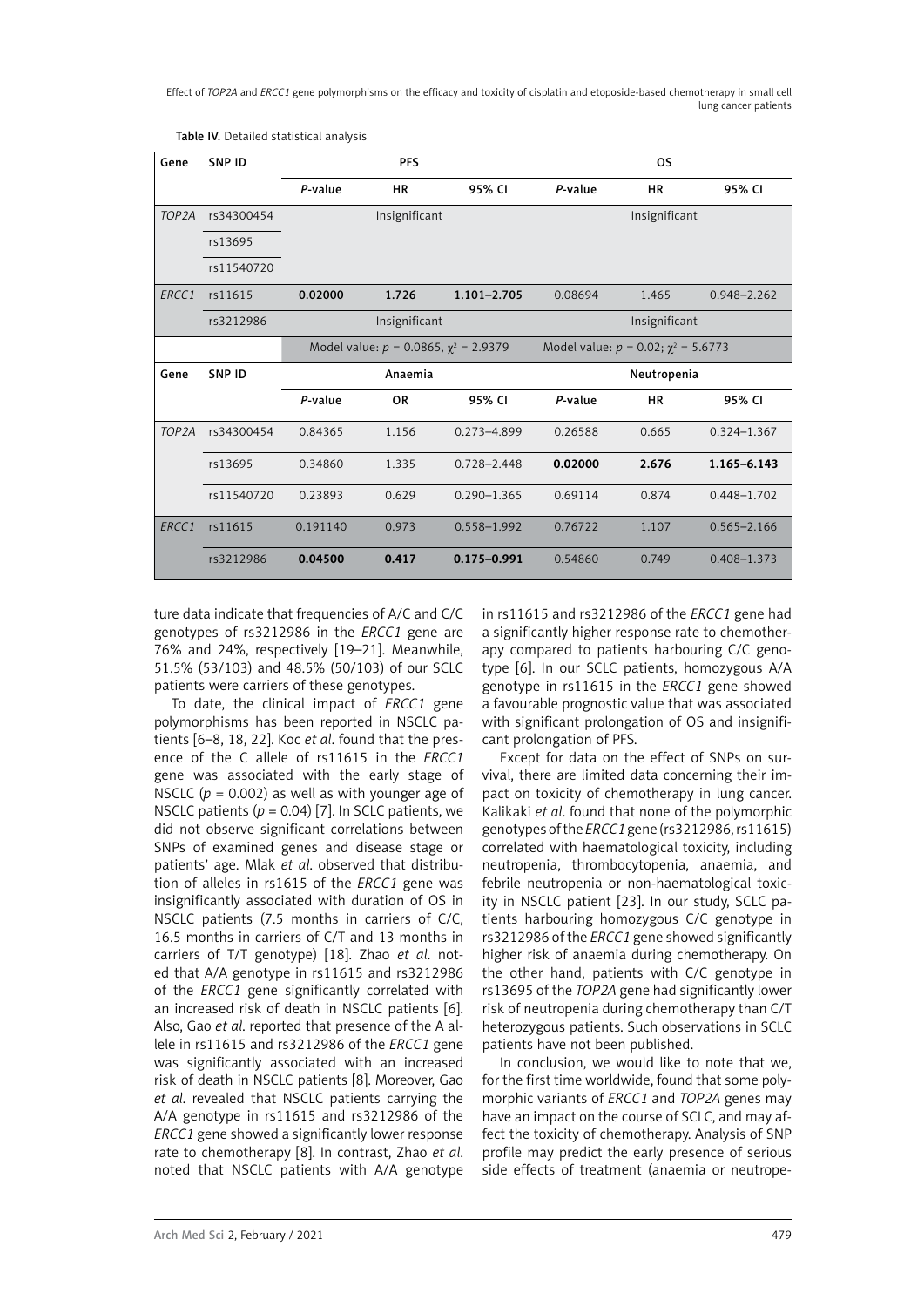Table IV. Detailed statistical analysis

| Gene | SNP ID | PFS | | | OS | | |
|---|---|---|---|---|---|---|---|
| | | *P*-value | HR | 95% CI | *P*-value | HR | 95% CI |
| *TOP2A* | rs34300454 | Insignificant | | | Insignificant | | |
| | rs13695 | | | | | | |
| | rs11540720 | | | | | | |
| *ERCC1* | rs11615 | **0.02000** | **1.726** | **1.101–2.705** | 0.08694 | 1.465 | 0.948–2.262 |
| | rs3212986 | Insignificant | | | Insignificant | | |
| | | Model value: $p = 0.0865$, $\chi^2 = 2.9379$ | | | Model value: $p = 0.02$; $\chi^2 = 5.6773$ | | |
| **Gene** | **SNP ID** | **Anaemia** | | | **Neutropenia** | | |
| | | *P*-value | OR | 95% CI | *P*-value | HR | 95% CI |
| *TOP2A* | rs34300454 | 0.84365 | 1.156 | 0.273–4.899 | 0.26588 | 0.665 | 0.324–1.367 |
| | rs13695 | 0.34860 | 1.335 | 0.728–2.448 | **0.02000** | **2.676** | **1.165–6.143** |
| | rs11540720 | 0.23893 | 0.629 | 0.290–1.365 | 0.69114 | 0.874 | 0.448–1.702 |
| *ERCC1* | rs11615 | 0.191140 | 0.973 | 0.558–1.992 | 0.76722 | 1.107 | 0.565–2.166 |
| | rs3212986 | **0.04500** | **0.417** | **0.175–0.991** | 0.54860 | 0.749 | 0.408–1.373 |

ture data indicate that frequencies of A/C and C/C genotypes of rs3212986 in the *ERCC1* gene are 76% and 24%, respectively [19–21]. Meanwhile, 51.5% (53/103) and 48.5% (50/103) of our SCLC patients were carriers of these genotypes.

To date, the clinical impact of *ERCC1* gene polymorphisms has been reported in NSCLC patients [6–8, 18, 22]. Koc *et al*. found that the presence of the C allele of rs11615 in the *ERCC1* gene was associated with the early stage of NSCLC ($p = 0.002$) as well as with younger age of NSCLC patients ($p = 0.04$) [7]. In SCLC patients, we did not observe significant correlations between SNPs of examined genes and disease stage or patients' age. Mlak *et al*. observed that distribution of alleles in rs1615 of the *ERCC1* gene was insignificantly associated with duration of OS in NSCLC patients (7.5 months in carriers of C/C, 16.5 months in carriers of C/T and 13 months in carriers of T/T genotype) [18]. Zhao *et al*. noted that A/A genotype in rs11615 and rs3212986 of the *ERCC1* gene significantly correlated with an increased risk of death in NSCLC patients [6]. Also, Gao *et al*. reported that presence of the A allele in rs11615 and rs3212986 of the *ERCC1* gene was significantly associated with an increased risk of death in NSCLC patients [8]. Moreover, Gao *et al*. revealed that NSCLC patients carrying the A/A genotype in rs11615 and rs3212986 of the *ERCC1* gene showed a significantly lower response rate to chemotherapy [8]. In contrast, Zhao *et al*. noted that NSCLC patients with A/A genotype in rs11615 and rs3212986 of the *ERCC1* gene had a significantly higher response rate to chemotherapy compared to patients harbouring C/C genotype [6]. In our SCLC patients, homozygous A/A genotype in rs11615 in the *ERCC1* gene showed a favourable prognostic value that was associated with significant prolongation of OS and insignificant prolongation of PFS.

Except for data on the effect of SNPs on survival, there are limited data concerning their impact on toxicity of chemotherapy in lung cancer. Kalikaki *et al*. found that none of the polymorphic genotypes of the *ERCC1* gene (rs3212986, rs11615) correlated with haematological toxicity, including neutropenia, thrombocytopenia, anaemia, and febrile neutropenia or non-haematological toxicity in NSCLC patient [23]. In our study, SCLC patients harbouring homozygous C/C genotype in rs3212986 of the *ERCC1* gene showed significantly higher risk of anaemia during chemotherapy. On the other hand, patients with C/C genotype in rs13695 of the *TOP2A* gene had significantly lower risk of neutropenia during chemotherapy than C/T heterozygous patients. Such observations in SCLC patients have not been published.

In conclusion, we would like to note that we, for the first time worldwide, found that some polymorphic variants of *ERCC1* and *TOP2A* genes may have an impact on the course of SCLC, and may affect the toxicity of chemotherapy. Analysis of SNP profile may predict the early presence of serious side effects of treatment (anaemia or neutrope-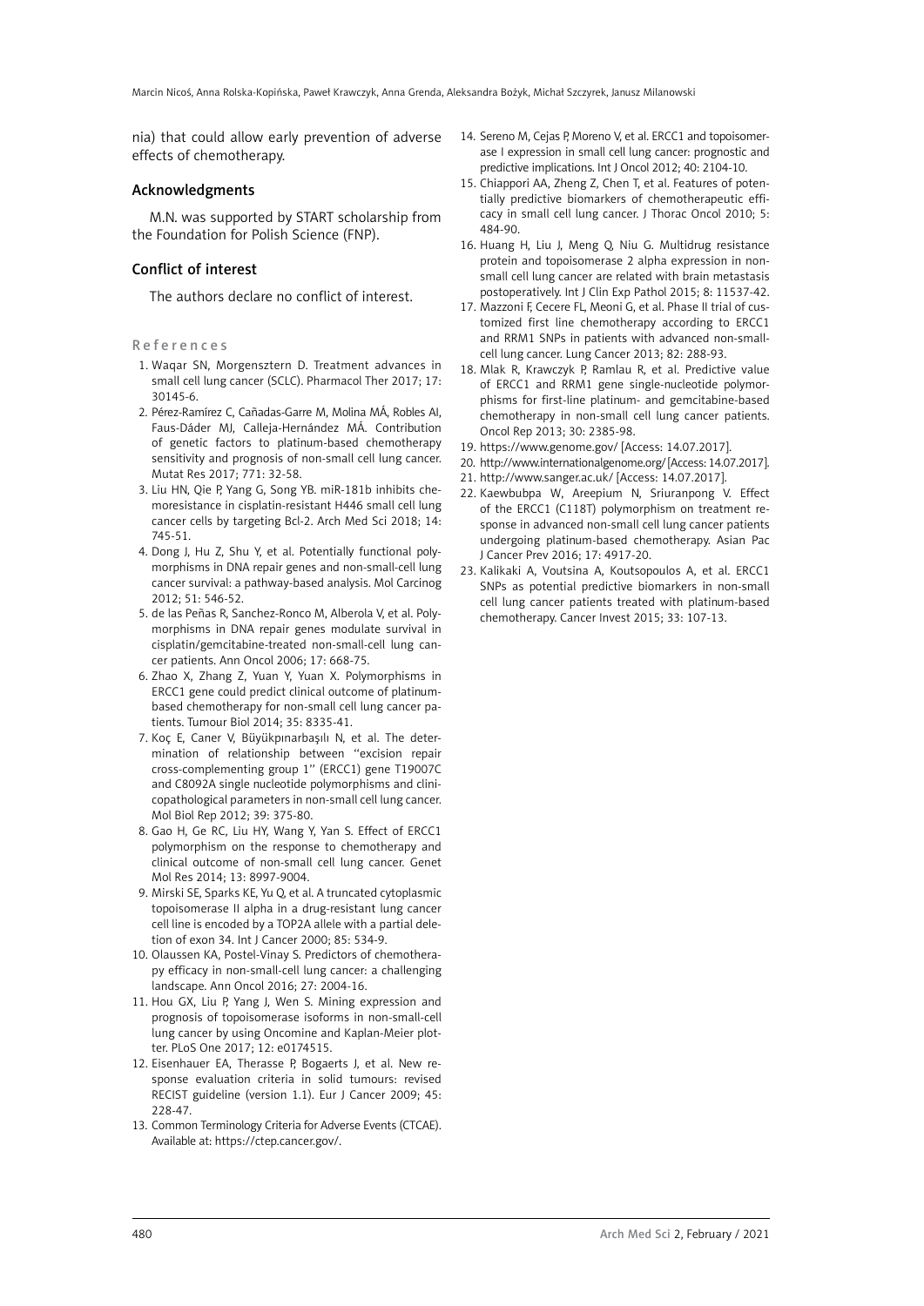nia) that could allow early prevention of adverse effects of chemotherapy.

## Acknowledgments

M.N. was supported by START scholarship from the Foundation for Polish Science (FNP).

## Conflict of interest

The authors declare no conflict of interest.

## References

1. Waqar SN, Morgensztern D. Treatment advances in small cell lung cancer (SCLC). Pharmacol Ther 2017; 17: 30145-6.
2. Pérez-Ramírez C, Cañadas-Garre M, Molina MÁ, Robles AI, Faus-Dáder MJ, Calleja-Hernández MÁ. Contribution of genetic factors to platinum-based chemotherapy sensitivity and prognosis of non-small cell lung cancer. Mutat Res 2017; 771: 32-58.
3. Liu HN, Qie P, Yang G, Song YB. miR-181b inhibits chemoresistance in cisplatin-resistant H446 small cell lung cancer cells by targeting Bcl-2. Arch Med Sci 2018; 14: 745-51.
4. Dong J, Hu Z, Shu Y, et al. Potentially functional polymorphisms in DNA repair genes and non-small-cell lung cancer survival: a pathway-based analysis. Mol Carcinog 2012; 51: 546-52.
5. de las Peñas R, Sanchez-Ronco M, Alberola V, et al. Polymorphisms in DNA repair genes modulate survival in cisplatin/gemcitabine-treated non-small-cell lung cancer patients. Ann Oncol 2006; 17: 668-75.
6. Zhao X, Zhang Z, Yuan Y, Yuan X. Polymorphisms in ERCC1 gene could predict clinical outcome of platinum-based chemotherapy for non-small cell lung cancer patients. Tumour Biol 2014; 35: 8335-41.
7. Koç E, Caner V, Büyükpınarbaşılı N, et al. The determination of relationship between "excision repair cross-complementing group 1" (ERCC1) gene T19007C and C8092A single nucleotide polymorphisms and clinicopathological parameters in non-small cell lung cancer. Mol Biol Rep 2012; 39: 375-80.
8. Gao H, Ge RC, Liu HY, Wang Y, Yan S. Effect of ERCC1 polymorphism on the response to chemotherapy and clinical outcome of non-small cell lung cancer. Genet Mol Res 2014; 13: 8997-9004.
9. Mirski SE, Sparks KE, Yu Q, et al. A truncated cytoplasmic topoisomerase II alpha in a drug-resistant lung cancer cell line is encoded by a TOP2A allele with a partial deletion of exon 34. Int J Cancer 2000; 85: 534-9.
10. Olaussen KA, Postel-Vinay S. Predictors of chemotherapy efficacy in non-small-cell lung cancer: a challenging landscape. Ann Oncol 2016; 27: 2004-16.
11. Hou GX, Liu P, Yang J, Wen S. Mining expression and prognosis of topoisomerase isoforms in non-small-cell lung cancer by using Oncomine and Kaplan-Meier plotter. PLoS One 2017; 12: e0174515.
12. Eisenhauer EA, Therasse P, Bogaerts J, et al. New response evaluation criteria in solid tumours: revised RECIST guideline (version 1.1). Eur J Cancer 2009; 45: 228-47.
13. Common Terminology Criteria for Adverse Events (CTCAE). Available at: https://ctep.cancer.gov/.
14. Sereno M, Cejas P, Moreno V, et al. ERCC1 and topoisomerase I expression in small cell lung cancer: prognostic and predictive implications. Int J Oncol 2012; 40: 2104-10.
15. Chiappori AA, Zheng Z, Chen T, et al. Features of potentially predictive biomarkers of chemotherapeutic efficacy in small cell lung cancer. J Thorac Oncol 2010; 5: 484-90.
16. Huang H, Liu J, Meng Q, Niu G. Multidrug resistance protein and topoisomerase 2 alpha expression in non-small cell lung cancer are related with brain metastasis postoperatively. Int J Clin Exp Pathol 2015; 8: 11537-42.
17. Mazzoni F, Cecere FL, Meoni G, et al. Phase II trial of customized first line chemotherapy according to ERCC1 and RRM1 SNPs in patients with advanced non-small-cell lung cancer. Lung Cancer 2013; 82: 288-93.
18. Mlak R, Krawczyk P, Ramlau R, et al. Predictive value of ERCC1 and RRM1 gene single-nucleotide polymorphisms for first-line platinum- and gemcitabine-based chemotherapy in non-small cell lung cancer patients. Oncol Rep 2013; 30: 2385-98.
19. https://www.genome.gov/ [Access: 14.07.2017].
20. http://www.internationalgenome.org/ [Access: 14.07.2017].
21. http://www.sanger.ac.uk/ [Access: 14.07.2017].
22. Kaewbubpa W, Areepium N, Sriuranpong V. Effect of the ERCC1 (C118T) polymorphism on treatment response in advanced non-small cell lung cancer patients undergoing platinum-based chemotherapy. Asian Pac J Cancer Prev 2016; 17: 4917-20.
23. Kalikaki A, Voutsina A, Koutsopoulos A, et al. ERCC1 SNPs as potential predictive biomarkers in non-small cell lung cancer patients treated with platinum-based chemotherapy. Cancer Invest 2015; 33: 107-13.